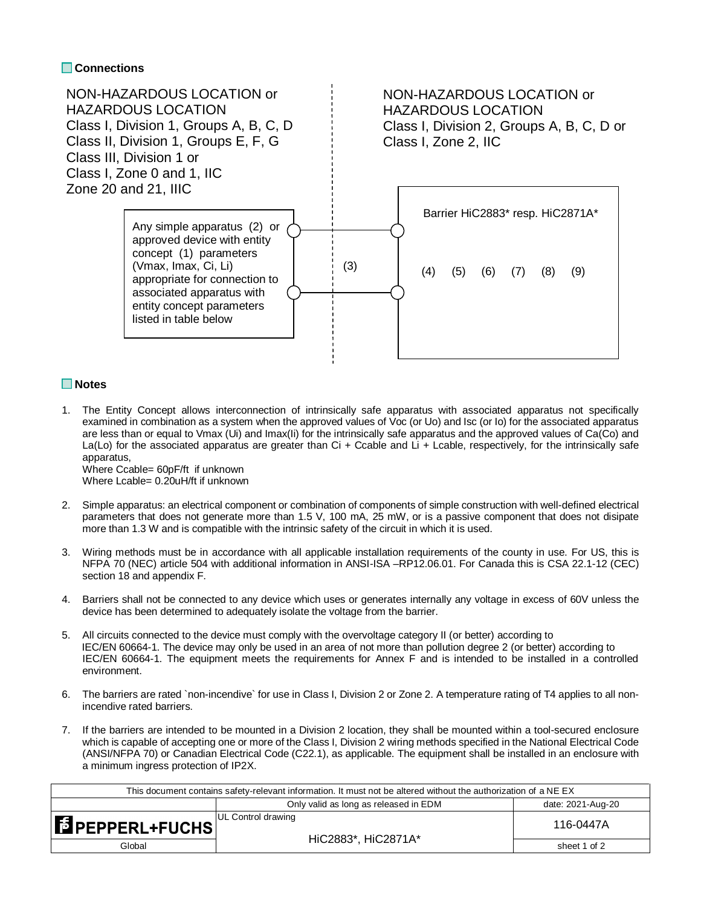## Connections

NON-HAZARDOUS LOCATION or
HAZARDOUS LOCATION
Class I, Division 1, Groups A, B, C, D
Class II, Division 1, Groups E, F, G
Class III, Division 1 or
Class I, Zone 0 and 1, IIC
Zone 20 and 21, IIIC

NON-HAZARDOUS LOCATION or
HAZARDOUS LOCATION
Class I, Division 2, Groups A, B, C, D or
Class I, Zone 2, IIC

Any simple apparatus (2) or approved device with entity concept (1) parameters (Vmax, Imax, Ci, Li) appropriate for connection to associated apparatus with entity concept parameters listed in table below

(3)

Barrier HiC2883* resp. HiC2871A*

(4) (5) (6) (7) (8) (9)

## Notes

1. The Entity Concept allows interconnection of intrinsically safe apparatus with associated apparatus not specifically examined in combination as a system when the approved values of Voc (or Uo) and Isc (or Io) for the associated apparatus are less than or equal to Vmax (Ui) and Imax(Ii) for the intrinsically safe apparatus and the approved values of Ca(Co) and La(Lo) for the associated apparatus are greater than Ci + Ccable and Li + Lcable, respectively, for the intrinsically safe apparatus,
   Where Ccable= 60pF/ft if unknown
   Where Lcable= 0.20uH/ft if unknown

2. Simple apparatus: an electrical component or combination of components of simple construction with well-defined electrical parameters that does not generate more than 1.5 V, 100 mA, 25 mW, or is a passive component that does not dissipate more than 1.3 W and is compatible with the intrinsic safety of the circuit in which it is used.

3. Wiring methods must be in accordance with all applicable installation requirements of the county in use. For US, this is NFPA 70 (NEC) article 504 with additional information in ANSI-ISA –RP12.06.01. For Canada this is CSA 22.1-12 (CEC) section 18 and appendix F.

4. Barriers shall not be connected to any device which uses or generates internally any voltage in excess of 60V unless the device has been determined to adequately isolate the voltage from the barrier.

5. All circuits connected to the device must comply with the overvoltage category II (or better) according to IEC/EN 60664-1. The device may only be used in an area of not more than pollution degree 2 (or better) according to IEC/EN 60664-1. The equipment meets the requirements for Annex F and is intended to be installed in a controlled environment.

6. The barriers are rated `non-incendive` for use in Class I, Division 2 or Zone 2. A temperature rating of T4 applies to all non-incendive rated barriers.

7. If the barriers are intended to be mounted in a Division 2 location, they shall be mounted within a tool-secured enclosure which is capable of accepting one or more of the Class I, Division 2 wiring methods specified in the National Electrical Code (ANSI/NFPA 70) or Canadian Electrical Code (C22.1), as applicable. The equipment shall be installed in an enclosure with a minimum ingress protection of IP2X.

| This document contains safety-relevant information. It must not be altered without the authorization of a NE EX | | |
|---|---|---|
| | Only valid as long as released in EDM | date: 2021-Aug-20 |
| PEPPERL+FUCHS | UL Control drawing<br>HiC2883*, HiC2871A* | 116-0447A |
| Global | | sheet 1 of 2 |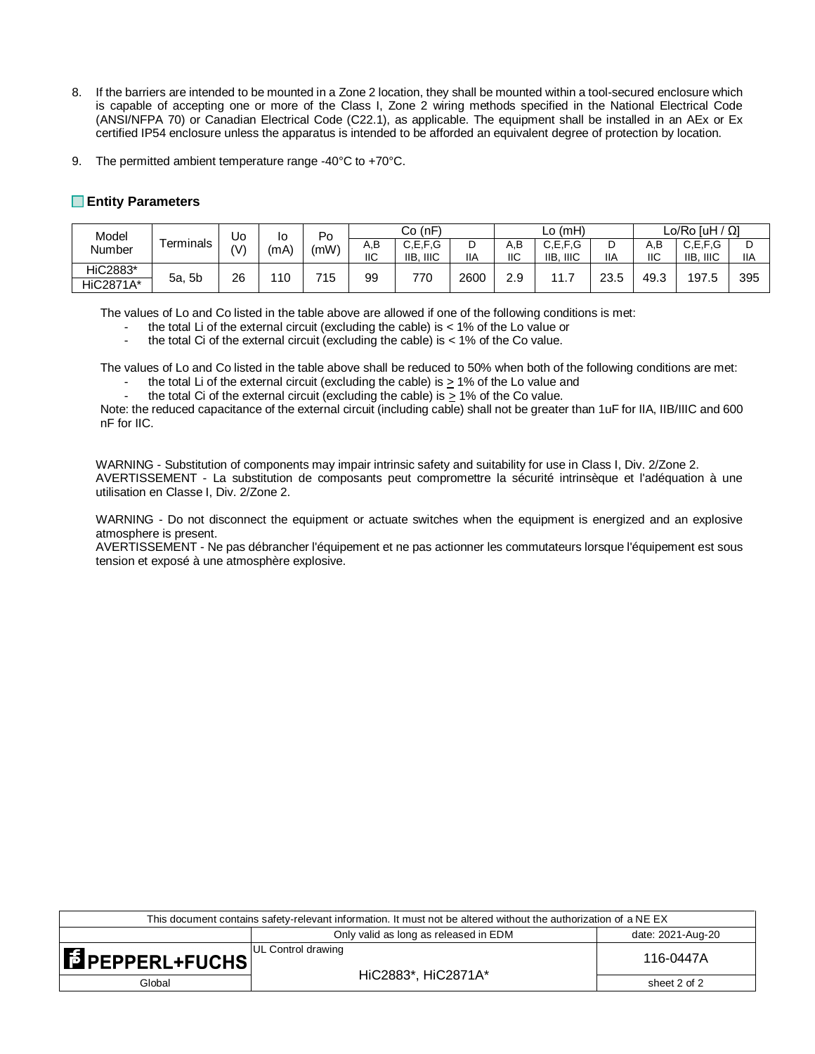8. If the barriers are intended to be mounted in a Zone 2 location, they shall be mounted within a tool-secured enclosure which is capable of accepting one or more of the Class I, Zone 2 wiring methods specified in the National Electrical Code (ANSI/NFPA 70) or Canadian Electrical Code (C22.1), as applicable. The equipment shall be installed in an AEx or Ex certified IP54 enclosure unless the apparatus is intended to be afforded an equivalent degree of protection by location.

9. The permitted ambient temperature range -40°C to +70°C.

## Entity Parameters

| Model Number | Terminals | Uo (V) | Io (mA) | Po (mW) | Co (nF) | | | Lo (mH) | | | Lo/Ro [uH / Ω] | | |
|---|---|---|---|---|---|---|---|---|---|---|---|---|---|
| | | | | | A,B IIC | C,E,F,G IIB, IIIC | D IIA | A,B IIC | C,E,F,G IIB, IIIC | D IIA | A,B IIC | C,E,F,G IIB, IIIC | D IIA |
| HiC2883* HiC2871A* | 5a, 5b | 26 | 110 | 715 | 99 | 770 | 2600 | 2.9 | 11.7 | 23.5 | 49.3 | 197.5 | 395 |

The values of Lo and Co listed in the table above are allowed if one of the following conditions is met:

- the total Li of the external circuit (excluding the cable) is < 1% of the Lo value or
- the total Ci of the external circuit (excluding the cable) is < 1% of the Co value.

The values of Lo and Co listed in the table above shall be reduced to 50% when both of the following conditions are met:

- the total Li of the external circuit (excluding the cable) is $\geq$ 1% of the Lo value and
- the total Ci of the external circuit (excluding the cable) is $\geq$ 1% of the Co value.

Note: the reduced capacitance of the external circuit (including cable) shall not be greater than 1uF for IIA, IIB/IIIC and 600 nF for IIC.

WARNING - Substitution of components may impair intrinsic safety and suitability for use in Class I, Div. 2/Zone 2.
AVERTISSEMENT - La substitution de composants peut compromettre la sécurité intrinsèque et l'adéquation à une utilisation en Classe I, Div. 2/Zone 2.

WARNING - Do not disconnect the equipment or actuate switches when the equipment is energized and an explosive atmosphere is present.
AVERTISSEMENT - Ne pas débrancher l'équipement et ne pas actionner les commutateurs lorsque l'équipement est sous tension et exposé à une atmosphère explosive.

| This document contains safety-relevant information. It must not be altered without the authorization of a NE EX | | |
|---|---|---|
| | Only valid as long as released in EDM | date: 2021-Aug-20 |
| PEPPERL+FUCHS | UL Control drawing HiC2883*, HiC2871A* | 116-0447A |
| Global | | sheet 2 of 2 |